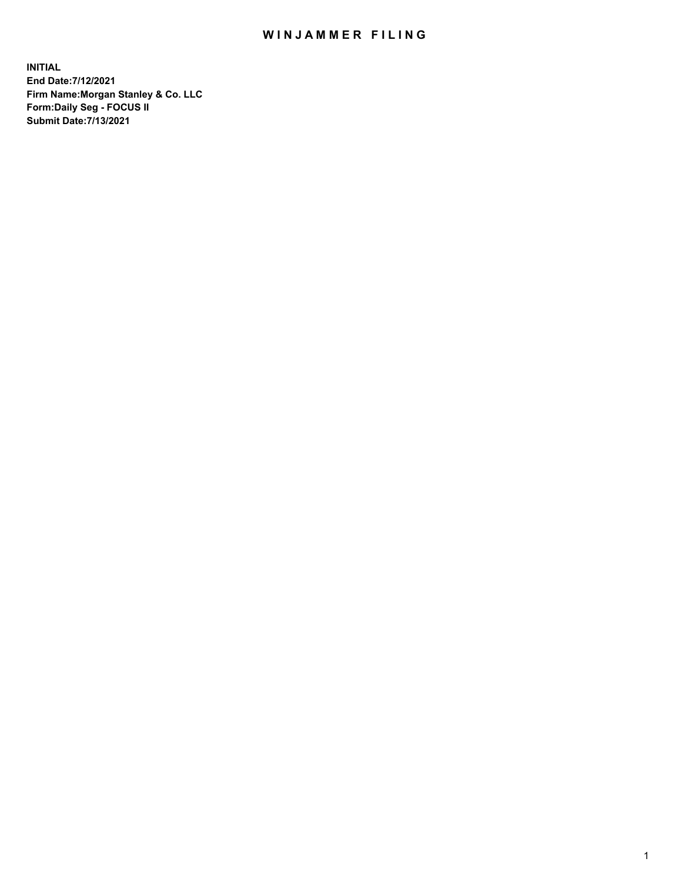# WINJAMMER FILING

**INITIAL**
**End Date:7/12/2021**
**Firm Name:Morgan Stanley & Co. LLC**
**Form:Daily Seg - FOCUS II**
**Submit Date:7/13/2021**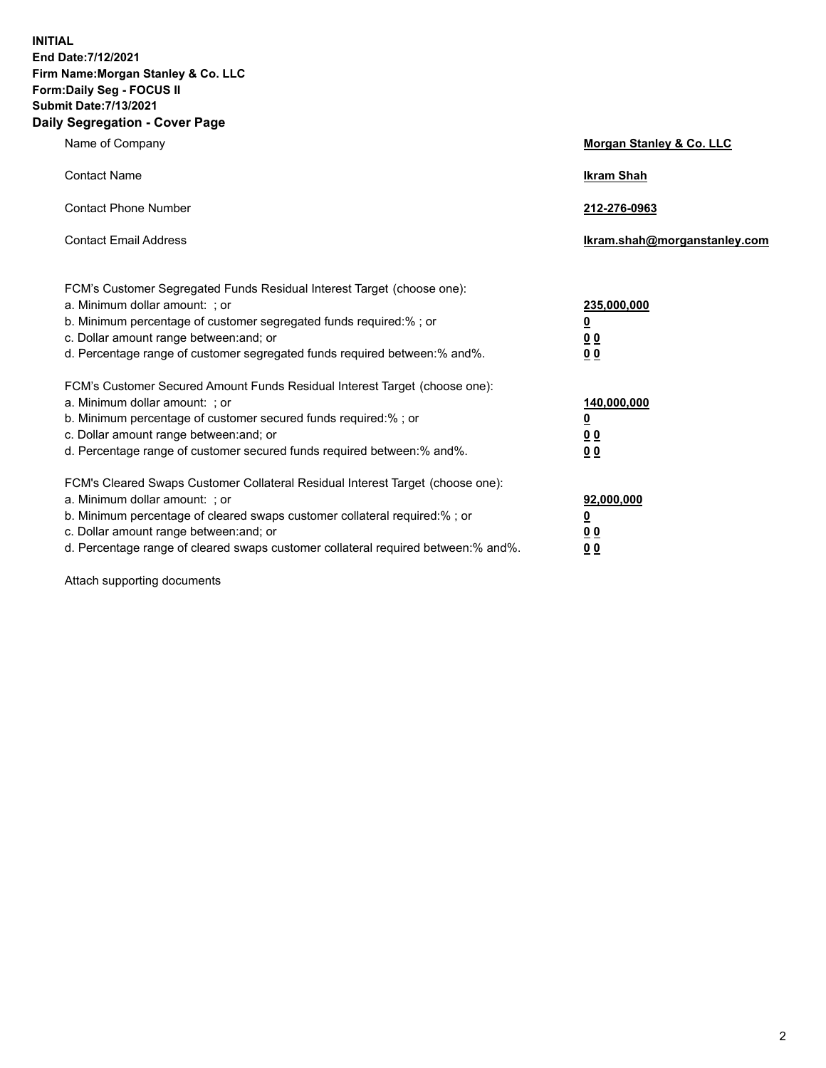**INITIAL**
**End Date:7/12/2021**
**Firm Name:Morgan Stanley & Co. LLC**
**Form:Daily Seg - FOCUS II**
**Submit Date:7/13/2021**

## Daily Segregation - Cover Page

| | |
|---|---|
| Name of Company | **Morgan Stanley & Co. LLC** |
| Contact Name | **Ikram Shah** |
| Contact Phone Number | **212-276-0963** |
| Contact Email Address | **Ikram.shah@morganstanley.com** |

| | |
|---|---|
| FCM's Customer Segregated Funds Residual Interest Target (choose one): | |
| a. Minimum dollar amount: ; or | **235,000,000** |
| b. Minimum percentage of customer segregated funds required:% ; or | **0** |
| c. Dollar amount range between:and; or | **0 0** |
| d. Percentage range of customer segregated funds required between:% and%. | **0 0** |
| FCM's Customer Secured Amount Funds Residual Interest Target (choose one): | |
| a. Minimum dollar amount: ; or | **140,000,000** |
| b. Minimum percentage of customer secured funds required:% ; or | **0** |
| c. Dollar amount range between:and; or | **0 0** |
| d. Percentage range of customer secured funds required between:% and%. | **0 0** |
| FCM's Cleared Swaps Customer Collateral Residual Interest Target (choose one): | |
| a. Minimum dollar amount: ; or | **92,000,000** |
| b. Minimum percentage of cleared swaps customer collateral required:% ; or | **0** |
| c. Dollar amount range between:and; or | **0 0** |
| d. Percentage range of cleared swaps customer collateral required between:% and%. | **0 0** |

Attach supporting documents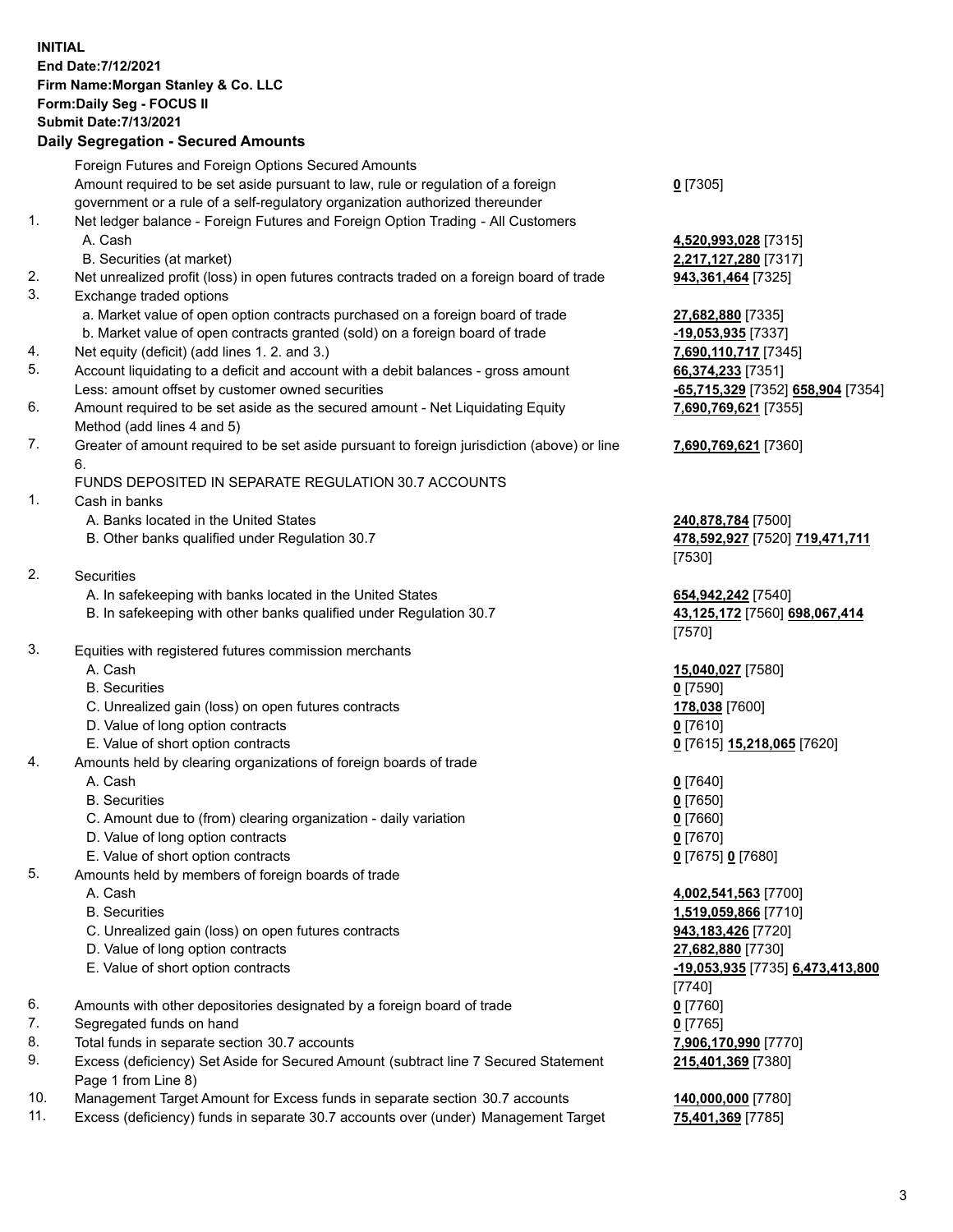**INITIAL**
**End Date:7/12/2021**
**Firm Name:Morgan Stanley & Co. LLC**
**Form:Daily Seg - FOCUS II**
**Submit Date:7/13/2021**

## Daily Segregation - Secured Amounts

| | | |
|---|---|---|
| | Foreign Futures and Foreign Options Secured Amounts | |
| | Amount required to be set aside pursuant to law, rule or regulation of a foreign government or a rule of a self-regulatory organization authorized thereunder | **0** [7305] |
| 1. | Net ledger balance - Foreign Futures and Foreign Option Trading - All Customers | |
| | A. Cash | **4,520,993,028** [7315] |
| | B. Securities (at market) | **2,217,127,280** [7317] |
| 2. | Net unrealized profit (loss) in open futures contracts traded on a foreign board of trade | **943,361,464** [7325] |
| 3. | Exchange traded options | |
| | a. Market value of open option contracts purchased on a foreign board of trade | **27,682,880** [7335] |
| | b. Market value of open contracts granted (sold) on a foreign board of trade | **-19,053,935** [7337] |
| 4. | Net equity (deficit) (add lines 1. 2. and 3.) | **7,690,110,717** [7345] |
| 5. | Account liquidating to a deficit and account with a debit balances - gross amount | **66,374,233** [7351] |
| | Less: amount offset by customer owned securities | **-65,715,329** [7352] **658,904** [7354] |
| 6. | Amount required to be set aside as the secured amount - Net Liquidating Equity Method (add lines 4 and 5) | **7,690,769,621** [7355] |
| 7. | Greater of amount required to be set aside pursuant to foreign jurisdiction (above) or line 6. | **7,690,769,621** [7360] |
| | FUNDS DEPOSITED IN SEPARATE REGULATION 30.7 ACCOUNTS | |
| 1. | Cash in banks | |
| | A. Banks located in the United States | **240,878,784** [7500] |
| | B. Other banks qualified under Regulation 30.7 | **478,592,927** [7520] **719,471,711** [7530] |
| 2. | Securities | |
| | A. In safekeeping with banks located in the United States | **654,942,242** [7540] |
| | B. In safekeeping with other banks qualified under Regulation 30.7 | **43,125,172** [7560] **698,067,414** [7570] |
| 3. | Equities with registered futures commission merchants | |
| | A. Cash | **15,040,027** [7580] |
| | B. Securities | **0** [7590] |
| | C. Unrealized gain (loss) on open futures contracts | **178,038** [7600] |
| | D. Value of long option contracts | **0** [7610] |
| | E. Value of short option contracts | **0** [7615] **15,218,065** [7620] |
| 4. | Amounts held by clearing organizations of foreign boards of trade | |
| | A. Cash | **0** [7640] |
| | B. Securities | **0** [7650] |
| | C. Amount due to (from) clearing organization - daily variation | **0** [7660] |
| | D. Value of long option contracts | **0** [7670] |
| | E. Value of short option contracts | **0** [7675] **0** [7680] |
| 5. | Amounts held by members of foreign boards of trade | |
| | A. Cash | **4,002,541,563** [7700] |
| | B. Securities | **1,519,059,866** [7710] |
| | C. Unrealized gain (loss) on open futures contracts | **943,183,426** [7720] |
| | D. Value of long option contracts | **27,682,880** [7730] |
| | E. Value of short option contracts | **-19,053,935** [7735] **6,473,413,800** [7740] |
| 6. | Amounts with other depositories designated by a foreign board of trade | **0** [7760] |
| 7. | Segregated funds on hand | **0** [7765] |
| 8. | Total funds in separate section 30.7 accounts | **7,906,170,990** [7770] |
| 9. | Excess (deficiency) Set Aside for Secured Amount (subtract line 7 Secured Statement Page 1 from Line 8) | **215,401,369** [7380] |
| 10. | Management Target Amount for Excess funds in separate section 30.7 accounts | **140,000,000** [7780] |
| 11. | Excess (deficiency) funds in separate 30.7 accounts over (under) Management Target | **75,401,369** [7785] |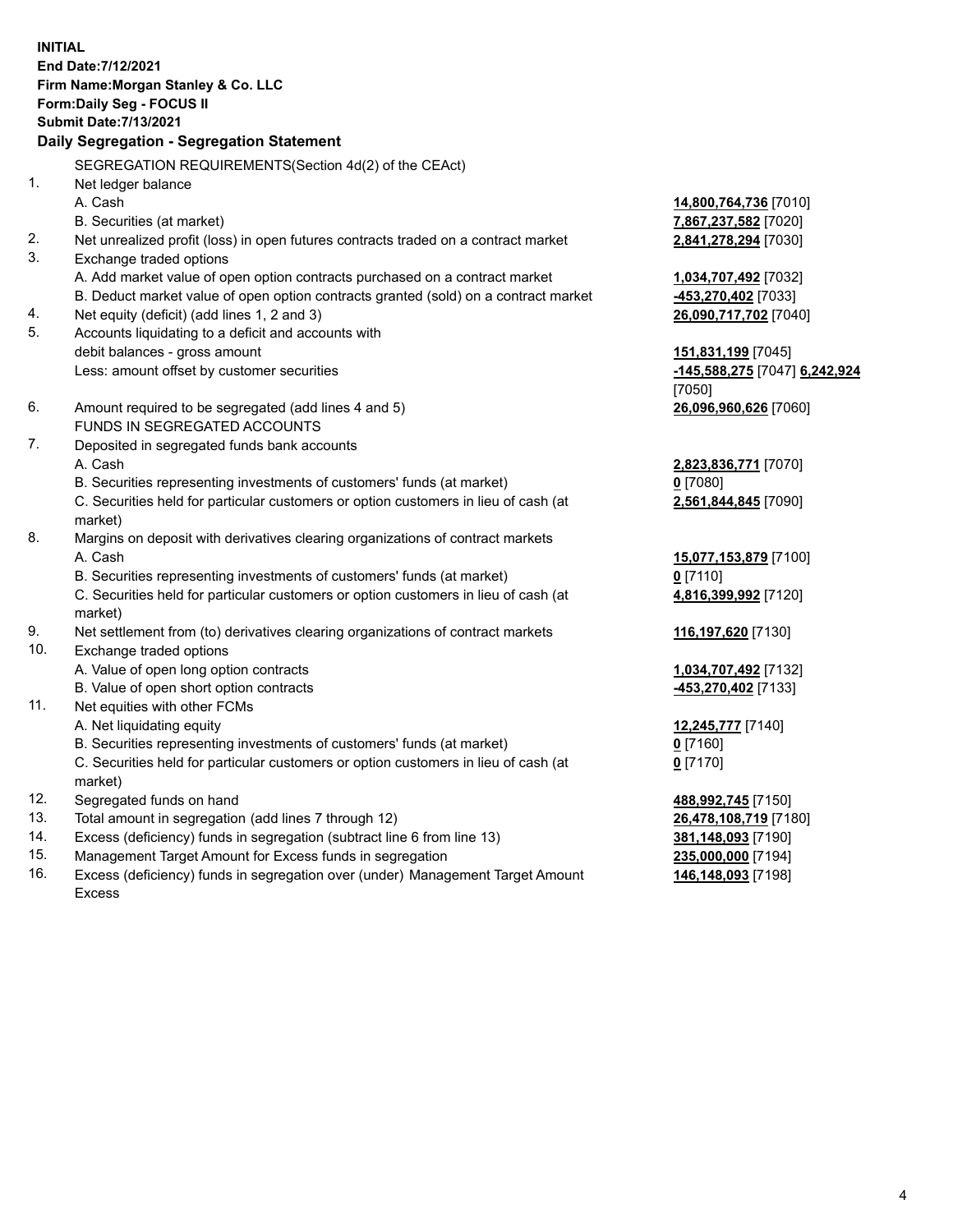**INITIAL**
**End Date:7/12/2021**
**Firm Name:Morgan Stanley & Co. LLC**
**Form:Daily Seg - FOCUS II**
**Submit Date:7/13/2021**

**Daily Segregation - Segregation Statement**

SEGREGATION REQUIREMENTS(Section 4d(2) of the CEAct)

| | | |
|---|---|---|
| 1. | Net ledger balance | |
| | A. Cash | **14,800,764,736** [7010] |
| | B. Securities (at market) | **7,867,237,582** [7020] |
| 2. | Net unrealized profit (loss) in open futures contracts traded on a contract market | **2,841,278,294** [7030] |
| 3. | Exchange traded options | |
| | A. Add market value of open option contracts purchased on a contract market | **1,034,707,492** [7032] |
| | B. Deduct market value of open option contracts granted (sold) on a contract market | **-453,270,402** [7033] |
| 4. | Net equity (deficit) (add lines 1, 2 and 3) | **26,090,717,702** [7040] |
| 5. | Accounts liquidating to a deficit and accounts with debit balances - gross amount | **151,831,199** [7045] |
| | Less: amount offset by customer securities | **-145,588,275** [7047] **6,242,924** [7050] |
| 6. | Amount required to be segregated (add lines 4 and 5) | **26,096,960,626** [7060] |
| | FUNDS IN SEGREGATED ACCOUNTS | |
| 7. | Deposited in segregated funds bank accounts | |
| | A. Cash | **2,823,836,771** [7070] |
| | B. Securities representing investments of customers' funds (at market) | **0** [7080] |
| | C. Securities held for particular customers or option customers in lieu of cash (at market) | **2,561,844,845** [7090] |
| 8. | Margins on deposit with derivatives clearing organizations of contract markets | |
| | A. Cash | **15,077,153,879** [7100] |
| | B. Securities representing investments of customers' funds (at market) | **0** [7110] |
| | C. Securities held for particular customers or option customers in lieu of cash (at market) | **4,816,399,992** [7120] |
| 9. | Net settlement from (to) derivatives clearing organizations of contract markets | **116,197,620** [7130] |
| 10. | Exchange traded options | |
| | A. Value of open long option contracts | **1,034,707,492** [7132] |
| | B. Value of open short option contracts | **-453,270,402** [7133] |
| 11. | Net equities with other FCMs | |
| | A. Net liquidating equity | **12,245,777** [7140] |
| | B. Securities representing investments of customers' funds (at market) | **0** [7160] |
| | C. Securities held for particular customers or option customers in lieu of cash (at market) | **0** [7170] |
| 12. | Segregated funds on hand | **488,992,745** [7150] |
| 13. | Total amount in segregation (add lines 7 through 12) | **26,478,108,719** [7180] |
| 14. | Excess (deficiency) funds in segregation (subtract line 6 from line 13) | **381,148,093** [7190] |
| 15. | Management Target Amount for Excess funds in segregation | **235,000,000** [7194] |
| 16. | Excess (deficiency) funds in segregation over (under) Management Target Amount Excess | **146,148,093** [7198] |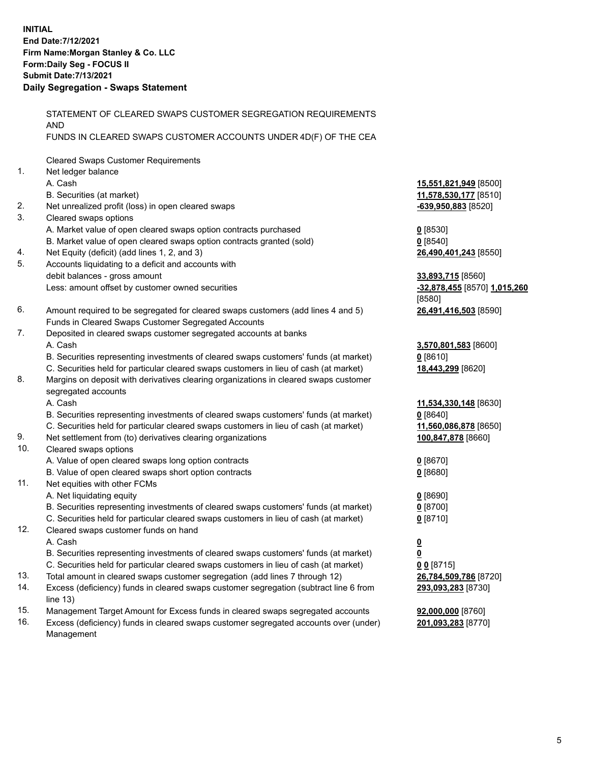**INITIAL**
**End Date:7/12/2021**
**Firm Name:Morgan Stanley & Co. LLC**
**Form:Daily Seg - FOCUS II**
**Submit Date:7/13/2021**
**Daily Segregation - Swaps Statement**

STATEMENT OF CLEARED SWAPS CUSTOMER SEGREGATION REQUIREMENTS AND
FUNDS IN CLEARED SWAPS CUSTOMER ACCOUNTS UNDER 4D(F) OF THE CEA

| | | |
|---|---|---|
| | Cleared Swaps Customer Requirements | |
| 1. | Net ledger balance | |
| | A. Cash | **15,551,821,949** [8500] |
| | B. Securities (at market) | **11,578,530,177** [8510] |
| 2. | Net unrealized profit (loss) in open cleared swaps | **-639,950,883** [8520] |
| 3. | Cleared swaps options | |
| | A. Market value of open cleared swaps option contracts purchased | **0** [8530] |
| | B. Market value of open cleared swaps option contracts granted (sold) | **0** [8540] |
| 4. | Net Equity (deficit) (add lines 1, 2, and 3) | **26,490,401,243** [8550] |
| 5. | Accounts liquidating to a deficit and accounts with debit balances - gross amount | **33,893,715** [8560] |
| | Less: amount offset by customer owned securities | **-32,878,455** [8570] **1,015,260** [8580] |
| 6. | Amount required to be segregated for cleared swaps customers (add lines 4 and 5) | **26,491,416,503** [8590] |
| | Funds in Cleared Swaps Customer Segregated Accounts | |
| 7. | Deposited in cleared swaps customer segregated accounts at banks | |
| | A. Cash | **3,570,801,583** [8600] |
| | B. Securities representing investments of cleared swaps customers' funds (at market) | **0** [8610] |
| | C. Securities held for particular cleared swaps customers in lieu of cash (at market) | **18,443,299** [8620] |
| 8. | Margins on deposit with derivatives clearing organizations in cleared swaps customer segregated accounts | |
| | A. Cash | **11,534,330,148** [8630] |
| | B. Securities representing investments of cleared swaps customers' funds (at market) | **0** [8640] |
| | C. Securities held for particular cleared swaps customers in lieu of cash (at market) | **11,560,086,878** [8650] |
| 9. | Net settlement from (to) derivatives clearing organizations | **100,847,878** [8660] |
| 10. | Cleared swaps options | |
| | A. Value of open cleared swaps long option contracts | **0** [8670] |
| | B. Value of open cleared swaps short option contracts | **0** [8680] |
| 11. | Net equities with other FCMs | |
| | A. Net liquidating equity | **0** [8690] |
| | B. Securities representing investments of cleared swaps customers' funds (at market) | **0** [8700] |
| | C. Securities held for particular cleared swaps customers in lieu of cash (at market) | **0** [8710] |
| 12. | Cleared swaps customer funds on hand | |
| | A. Cash | **0** |
| | B. Securities representing investments of cleared swaps customers' funds (at market) | **0** |
| | C. Securities held for particular cleared swaps customers in lieu of cash (at market) | **0** **0** [8715] |
| 13. | Total amount in cleared swaps customer segregation (add lines 7 through 12) | **26,784,509,786** [8720] |
| 14. | Excess (deficiency) funds in cleared swaps customer segregation (subtract line 6 from line 13) | **293,093,283** [8730] |
| 15. | Management Target Amount for Excess funds in cleared swaps segregated accounts | **92,000,000** [8760] |
| 16. | Excess (deficiency) funds in cleared swaps customer segregated accounts over (under) Management | **201,093,283** [8770] |